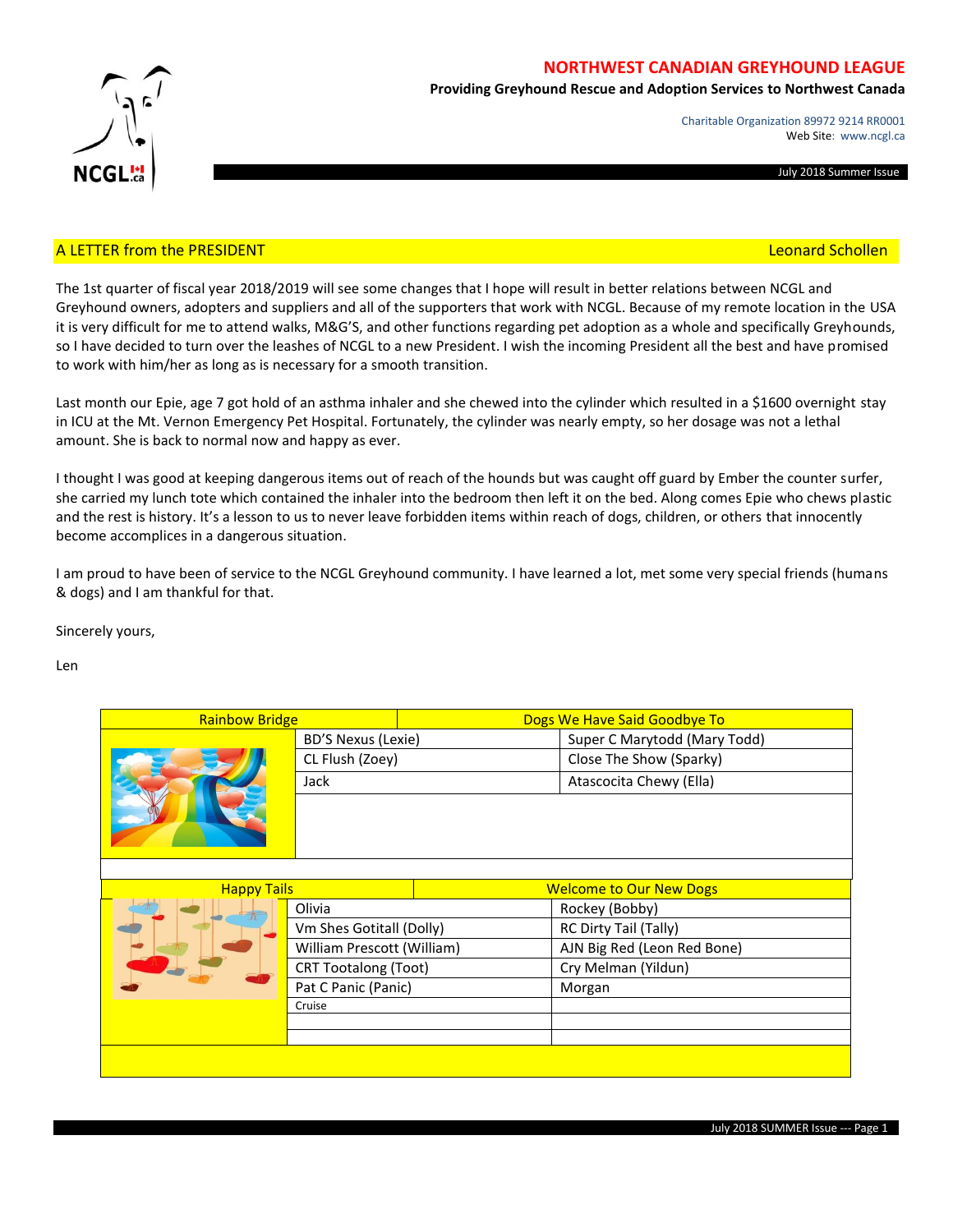# NORTHWEST CANADIAN GREYHOUND LEAGUE

**Providing Greyhound Rescue and Adoption Services to Northwest Canada**

Charitable Organization 89972 9214 RR0001
Web Site: www.ncgl.ca

July 2018 Summer Issue

## A LETTER from the PRESIDENT — Leonard Schollen

The 1st quarter of fiscal year 2018/2019 will see some changes that I hope will result in better relations between NCGL and Greyhound owners, adopters and suppliers and all of the supporters that work with NCGL. Because of my remote location in the USA it is very difficult for me to attend walks, M&G'S, and other functions regarding pet adoption as a whole and specifically Greyhounds, so I have decided to turn over the leashes of NCGL to a new President. I wish the incoming President all the best and have promised to work with him/her as long as is necessary for a smooth transition.

Last month our Epie, age 7 got hold of an asthma inhaler and she chewed into the cylinder which resulted in a $1600 overnight stay in ICU at the Mt. Vernon Emergency Pet Hospital. Fortunately, the cylinder was nearly empty, so her dosage was not a lethal amount. She is back to normal now and happy as ever.

I thought I was good at keeping dangerous items out of reach of the hounds but was caught off guard by Ember the counter surfer, she carried my lunch tote which contained the inhaler into the bedroom then left it on the bed. Along comes Epie who chews plastic and the rest is history. It's a lesson to us to never leave forbidden items within reach of dogs, children, or others that innocently become accomplices in a dangerous situation.

I am proud to have been of service to the NCGL Greyhound community. I have learned a lot, met some very special friends (humans & dogs) and I am thankful for that.

Sincerely yours,

Len

| Rainbow Bridge | Dogs We Have Said Goodbye To |
|---|---|
| BD'S Nexus (Lexie) | Super C Marytodd (Mary Todd) |
| CL Flush (Zoey) | Close The Show (Sparky) |
| Jack | Atascocita Chewy (Ella) |

| Happy Tails | Welcome to Our New Dogs |
|---|---|
| Olivia | Rockey (Bobby) |
| Vm Shes Gotitall (Dolly) | RC Dirty Tail (Tally) |
| William Prescott (William) | AJN Big Red (Leon Red Bone) |
| CRT Tootalong (Toot) | Cry Melman (Yildun) |
| Pat C Panic (Panic) | Morgan |
| Cruise | |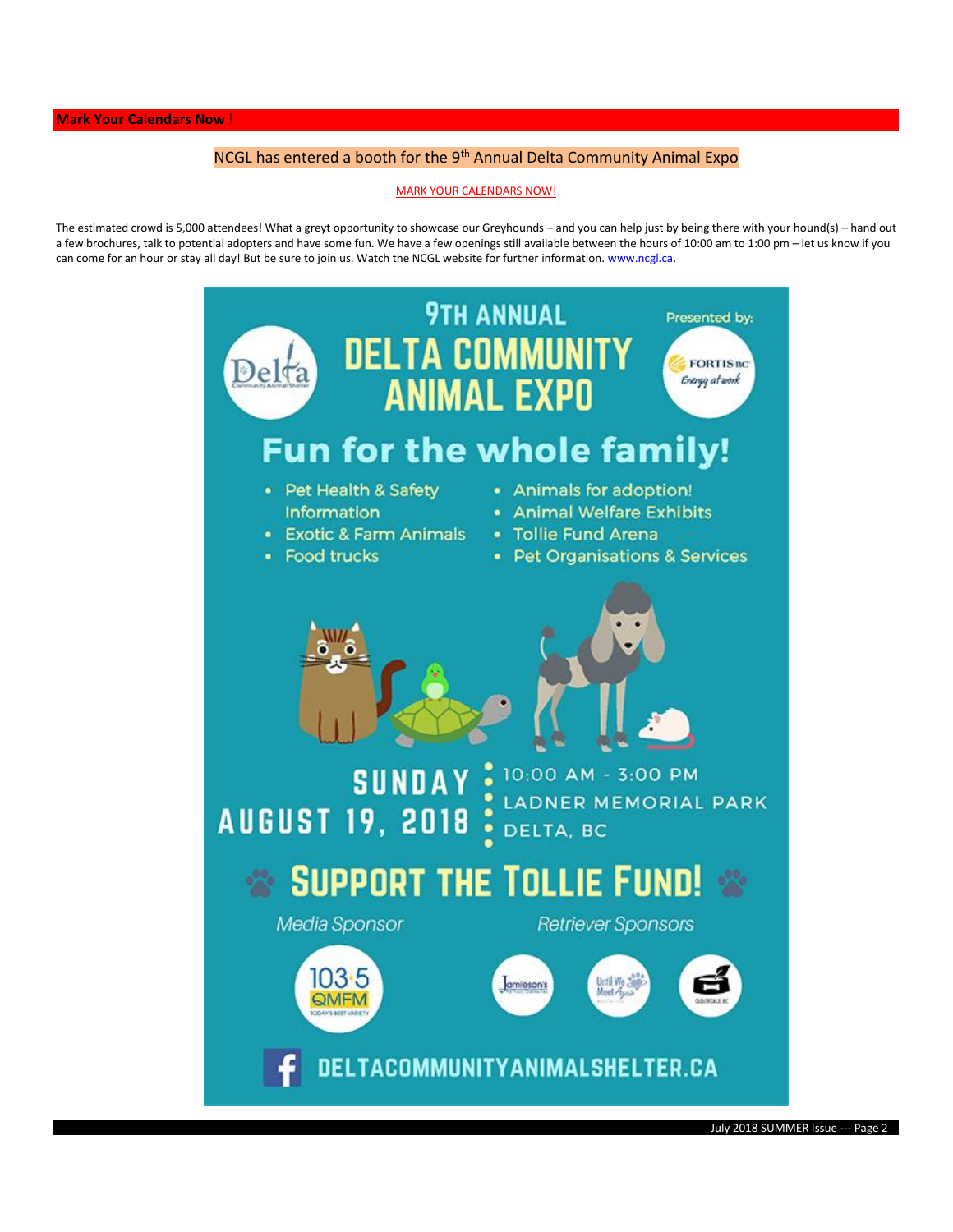## Mark Your Calendars Now !

NCGL has entered a booth for the 9th Annual Delta Community Animal Expo

MARK YOUR CALENDARS NOW!

The estimated crowd is 5,000 attendees! What a greyt opportunity to showcase our Greyhounds – and you can help just by being there with your hound(s) – hand out a few brochures, talk to potential adopters and have some fun. We have a few openings still available between the hours of 10:00 am to 1:00 pm – let us know if you can come for an hour or stay all day! But be sure to join us. Watch the NCGL website for further information. www.ncgl.ca.

# 9TH ANNUAL DELTA COMMUNITY ANIMAL EXPO

Presented by: FORTIS BC Energy at work

## Fun for the whole family!

- Pet Health & Safety Information
- Exotic & Farm Animals
- Food trucks
- Animals for adoption!
- Animal Welfare Exhibits
- Tollie Fund Arena
- Pet Organisations & Services

**SUNDAY AUGUST 19, 2018**

10:00 AM - 3:00 PM
LADNER MEMORIAL PARK
DELTA, BC

## SUPPORT THE TOLLIE FUND!

Media Sponsor: 103.5 QMFM

Retriever Sponsors: Jamieson's, Until We Meet Again

DELTACOMMUNITYANIMALSHELTER.CA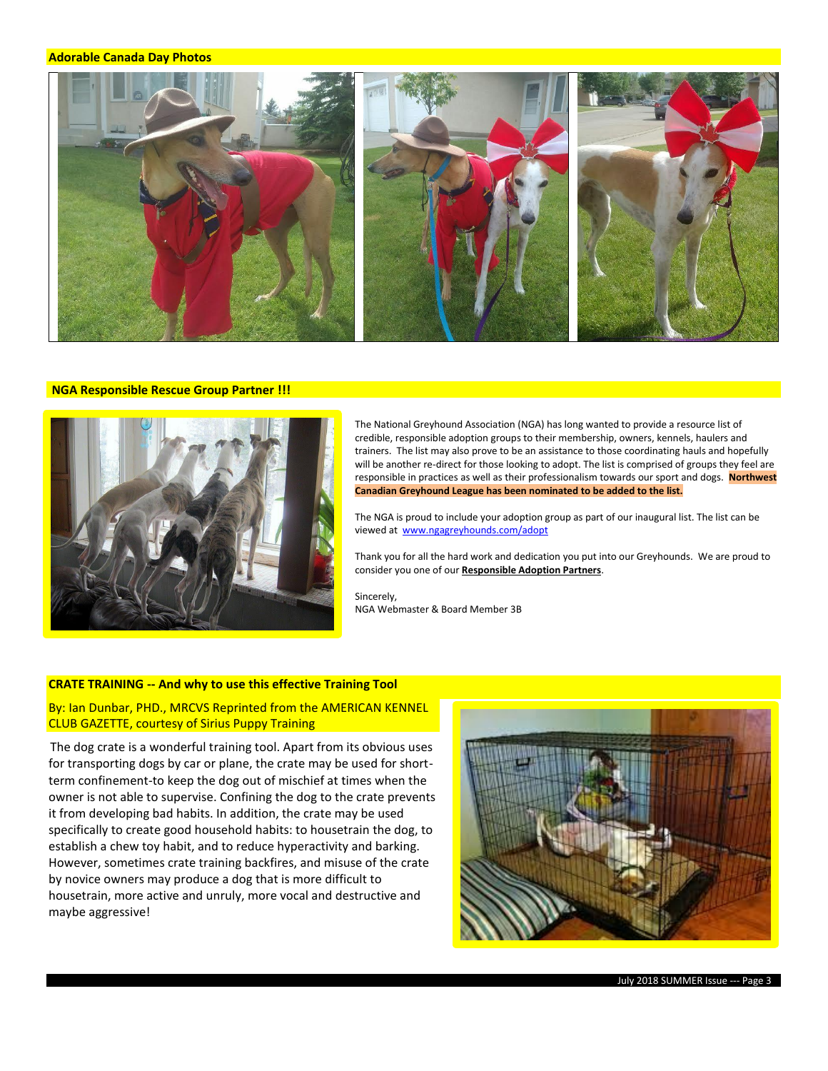## Adorable Canada Day Photos

## NGA Responsible Rescue Group Partner !!!

The National Greyhound Association (NGA) has long wanted to provide a resource list of credible, responsible adoption groups to their membership, owners, kennels, haulers and trainers. The list may also prove to be an assistance to those coordinating hauls and hopefully will be another re-direct for those looking to adopt. The list is comprised of groups they feel are responsible in practices as well as their professionalism towards our sport and dogs. **Northwest Canadian Greyhound League has been nominated to be added to the list.**

The NGA is proud to include your adoption group as part of our inaugural list. The list can be viewed at www.ngagreyhounds.com/adopt

Thank you for all the hard work and dedication you put into our Greyhounds. We are proud to consider you one of our **Responsible Adoption Partners**.

Sincerely,
NGA Webmaster & Board Member 3B

## CRATE TRAINING -- And why to use this effective Training Tool

By: Ian Dunbar, PHD., MRCVS Reprinted from the AMERICAN KENNEL CLUB GAZETTE, courtesy of Sirius Puppy Training

The dog crate is a wonderful training tool. Apart from its obvious uses for transporting dogs by car or plane, the crate may be used for short-term confinement-to keep the dog out of mischief at times when the owner is not able to supervise. Confining the dog to the crate prevents it from developing bad habits. In addition, the crate may be used specifically to create good household habits: to housetrain the dog, to establish a chew toy habit, and to reduce hyperactivity and barking. However, sometimes crate training backfires, and misuse of the crate by novice owners may produce a dog that is more difficult to housetrain, more active and unruly, more vocal and destructive and maybe aggressive!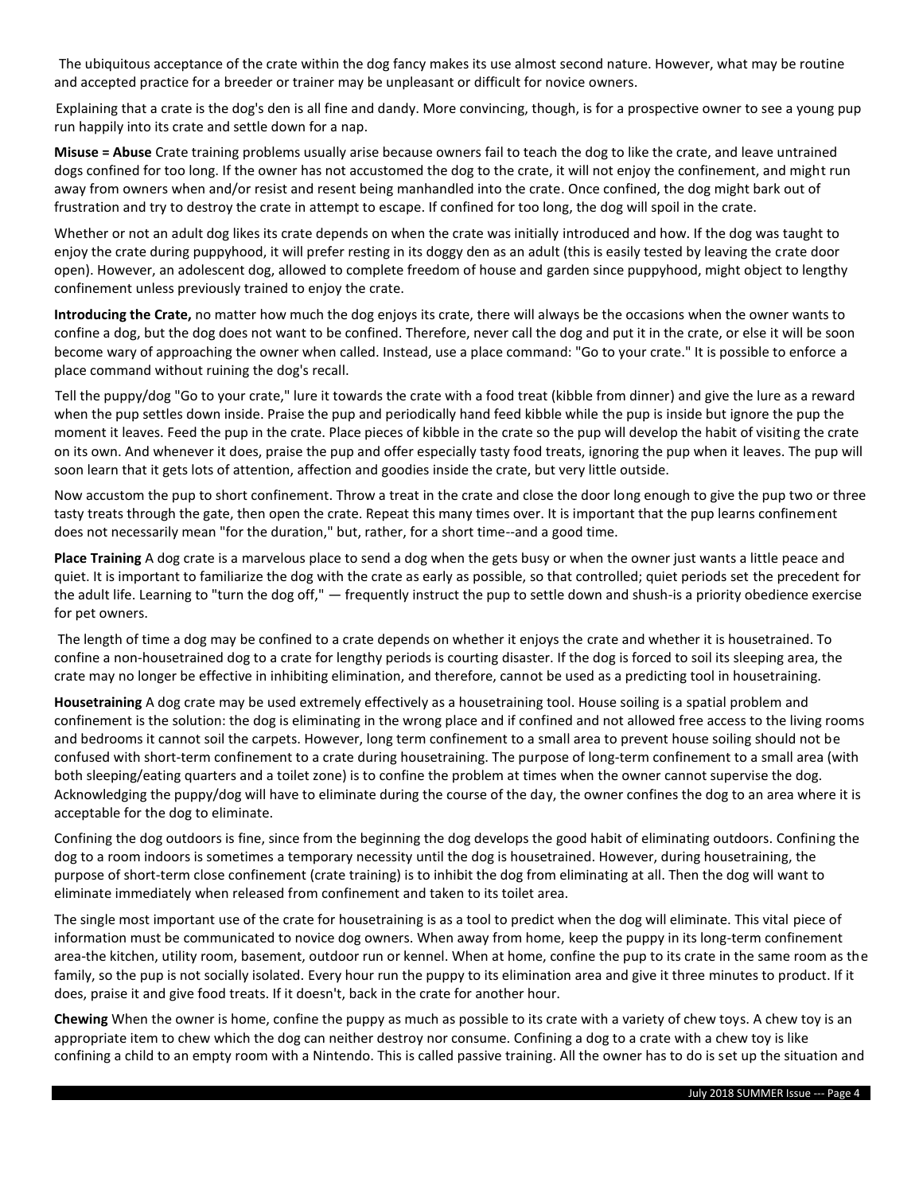The ubiquitous acceptance of the crate within the dog fancy makes its use almost second nature. However, what may be routine and accepted practice for a breeder or trainer may be unpleasant or difficult for novice owners.

Explaining that a crate is the dog's den is all fine and dandy. More convincing, though, is for a prospective owner to see a young pup run happily into its crate and settle down for a nap.

**Misuse = Abuse** Crate training problems usually arise because owners fail to teach the dog to like the crate, and leave untrained dogs confined for too long. If the owner has not accustomed the dog to the crate, it will not enjoy the confinement, and might run away from owners when and/or resist and resent being manhandled into the crate. Once confined, the dog might bark out of frustration and try to destroy the crate in attempt to escape. If confined for too long, the dog will spoil in the crate.

Whether or not an adult dog likes its crate depends on when the crate was initially introduced and how. If the dog was taught to enjoy the crate during puppyhood, it will prefer resting in its doggy den as an adult (this is easily tested by leaving the crate door open). However, an adolescent dog, allowed to complete freedom of house and garden since puppyhood, might object to lengthy confinement unless previously trained to enjoy the crate.

**Introducing the Crate,** no matter how much the dog enjoys its crate, there will always be the occasions when the owner wants to confine a dog, but the dog does not want to be confined. Therefore, never call the dog and put it in the crate, or else it will be soon become wary of approaching the owner when called. Instead, use a place command: "Go to your crate." It is possible to enforce a place command without ruining the dog's recall.

Tell the puppy/dog "Go to your crate," lure it towards the crate with a food treat (kibble from dinner) and give the lure as a reward when the pup settles down inside. Praise the pup and periodically hand feed kibble while the pup is inside but ignore the pup the moment it leaves. Feed the pup in the crate. Place pieces of kibble in the crate so the pup will develop the habit of visiting the crate on its own. And whenever it does, praise the pup and offer especially tasty food treats, ignoring the pup when it leaves. The pup will soon learn that it gets lots of attention, affection and goodies inside the crate, but very little outside.

Now accustom the pup to short confinement. Throw a treat in the crate and close the door long enough to give the pup two or three tasty treats through the gate, then open the crate. Repeat this many times over. It is important that the pup learns confinement does not necessarily mean "for the duration," but, rather, for a short time--and a good time.

**Place Training** A dog crate is a marvelous place to send a dog when the gets busy or when the owner just wants a little peace and quiet. It is important to familiarize the dog with the crate as early as possible, so that controlled; quiet periods set the precedent for the adult life. Learning to "turn the dog off," — frequently instruct the pup to settle down and shush-is a priority obedience exercise for pet owners.

The length of time a dog may be confined to a crate depends on whether it enjoys the crate and whether it is housetrained. To confine a non-housetrained dog to a crate for lengthy periods is courting disaster. If the dog is forced to soil its sleeping area, the crate may no longer be effective in inhibiting elimination, and therefore, cannot be used as a predicting tool in housetraining.

**Housetraining** A dog crate may be used extremely effectively as a housetraining tool. House soiling is a spatial problem and confinement is the solution: the dog is eliminating in the wrong place and if confined and not allowed free access to the living rooms and bedrooms it cannot soil the carpets. However, long term confinement to a small area to prevent house soiling should not be confused with short-term confinement to a crate during housetraining. The purpose of long-term confinement to a small area (with both sleeping/eating quarters and a toilet zone) is to confine the problem at times when the owner cannot supervise the dog. Acknowledging the puppy/dog will have to eliminate during the course of the day, the owner confines the dog to an area where it is acceptable for the dog to eliminate.

Confining the dog outdoors is fine, since from the beginning the dog develops the good habit of eliminating outdoors. Confining the dog to a room indoors is sometimes a temporary necessity until the dog is housetrained. However, during housetraining, the purpose of short-term close confinement (crate training) is to inhibit the dog from eliminating at all. Then the dog will want to eliminate immediately when released from confinement and taken to its toilet area.

The single most important use of the crate for housetraining is as a tool to predict when the dog will eliminate. This vital piece of information must be communicated to novice dog owners. When away from home, keep the puppy in its long-term confinement area-the kitchen, utility room, basement, outdoor run or kennel. When at home, confine the pup to its crate in the same room as the family, so the pup is not socially isolated. Every hour run the puppy to its elimination area and give it three minutes to product. If it does, praise it and give food treats. If it doesn't, back in the crate for another hour.

**Chewing** When the owner is home, confine the puppy as much as possible to its crate with a variety of chew toys. A chew toy is an appropriate item to chew which the dog can neither destroy nor consume. Confining a dog to a crate with a chew toy is like confining a child to an empty room with a Nintendo. This is called passive training. All the owner has to do is set up the situation and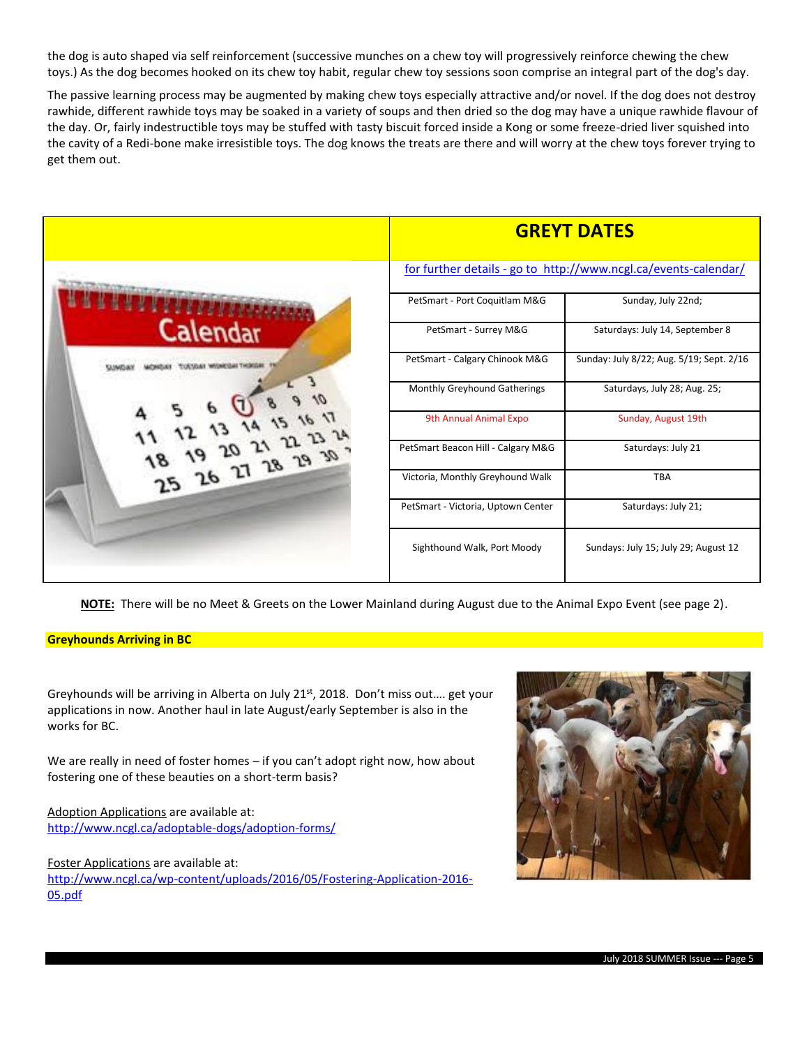the dog is auto shaped via self reinforcement (successive munches on a chew toy will progressively reinforce chewing the chew toys.) As the dog becomes hooked on its chew toy habit, regular chew toy sessions soon comprise an integral part of the dog's day.

The passive learning process may be augmented by making chew toys especially attractive and/or novel. If the dog does not destroy rawhide, different rawhide toys may be soaked in a variety of soups and then dried so the dog may have a unique rawhide flavour of the day. Or, fairly indestructible toys may be stuffed with tasty biscuit forced inside a Kong or some freeze-dried liver squished into the cavity of a Redi-bone make irresistible toys. The dog knows the treats are there and will worry at the chew toys forever trying to get them out.

## GREYT DATES

for further details - go to http://www.ncgl.ca/events-calendar/

| Event | Date |
| --- | --- |
| PetSmart - Port Coquitlam M&G | Sunday, July 22nd; |
| PetSmart - Surrey M&G | Saturdays: July 14, September 8 |
| PetSmart - Calgary Chinook M&G | Sunday: July 8/22; Aug. 5/19; Sept. 2/16 |
| Monthly Greyhound Gatherings | Saturdays, July 28; Aug. 25; |
| 9th Annual Animal Expo | Sunday, August 19th |
| PetSmart Beacon Hill - Calgary M&G | Saturdays: July 21 |
| Victoria, Monthly Greyhound Walk | TBA |
| PetSmart - Victoria, Uptown Center | Saturdays: July 21; |
| Sighthound Walk, Port Moody | Sundays: July 15; July 29; August 12 |

**NOTE:** There will be no Meet & Greets on the Lower Mainland during August due to the Animal Expo Event (see page 2).

### Greyhounds Arriving in BC

Greyhounds will be arriving in Alberta on July 21st, 2018. Don't miss out…. get your applications in now. Another haul in late August/early September is also in the works for BC.

We are really in need of foster homes – if you can't adopt right now, how about fostering one of these beauties on a short-term basis?

Adoption Applications are available at:
http://www.ncgl.ca/adoptable-dogs/adoption-forms/

Foster Applications are available at:
http://www.ncgl.ca/wp-content/uploads/2016/05/Fostering-Application-2016-05.pdf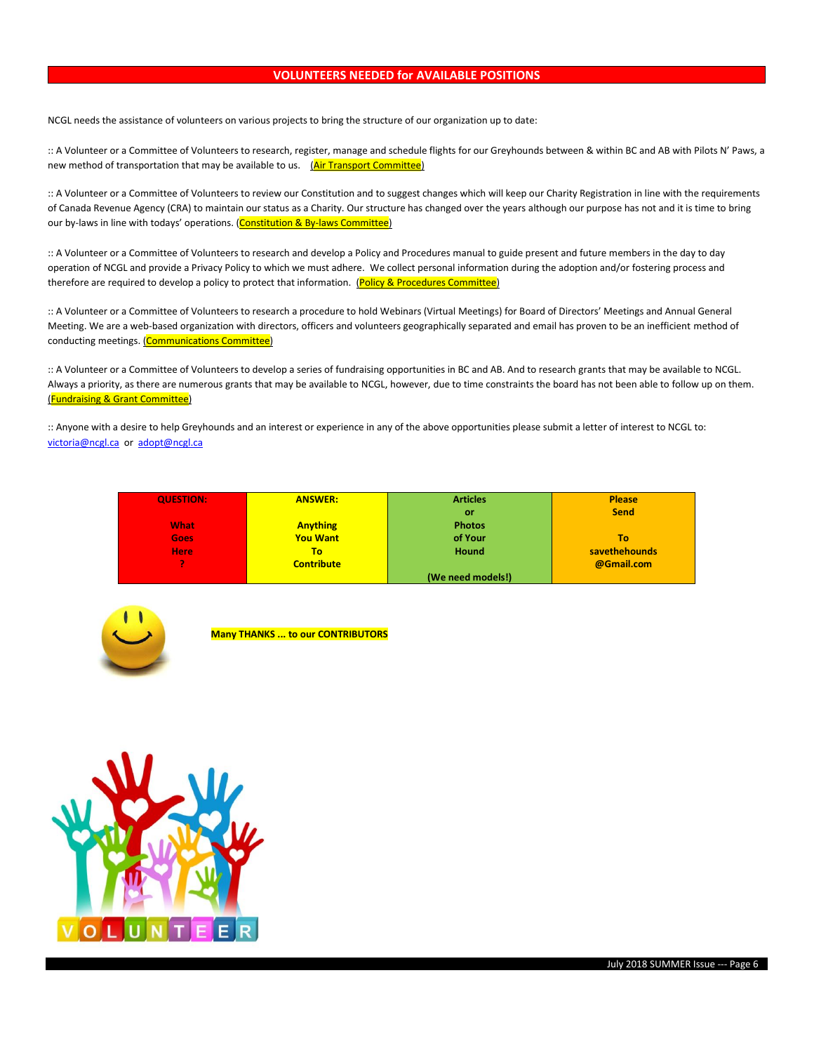## VOLUNTEERS NEEDED for AVAILABLE POSITIONS

NCGL needs the assistance of volunteers on various projects to bring the structure of our organization up to date:

:: A Volunteer or a Committee of Volunteers to research, register, manage and schedule flights for our Greyhounds between & within BC and AB with Pilots N' Paws, a new method of transportation that may be available to us. (Air Transport Committee)

:: A Volunteer or a Committee of Volunteers to review our Constitution and to suggest changes which will keep our Charity Registration in line with the requirements of Canada Revenue Agency (CRA) to maintain our status as a Charity. Our structure has changed over the years although our purpose has not and it is time to bring our by-laws in line with todays' operations. (Constitution & By-laws Committee)

:: A Volunteer or a Committee of Volunteers to research and develop a Policy and Procedures manual to guide present and future members in the day to day operation of NCGL and provide a Privacy Policy to which we must adhere. We collect personal information during the adoption and/or fostering process and therefore are required to develop a policy to protect that information. (Policy & Procedures Committee)

:: A Volunteer or a Committee of Volunteers to research a procedure to hold Webinars (Virtual Meetings) for Board of Directors' Meetings and Annual General Meeting. We are a web-based organization with directors, officers and volunteers geographically separated and email has proven to be an inefficient method of conducting meetings. (Communications Committee)

:: A Volunteer or a Committee of Volunteers to develop a series of fundraising opportunities in BC and AB. And to research grants that may be available to NCGL. Always a priority, as there are numerous grants that may be available to NCGL, however, due to time constraints the board has not been able to follow up on them. (Fundraising & Grant Committee)

:: Anyone with a desire to help Greyhounds and an interest or experience in any of the above opportunities please submit a letter of interest to NCGL to: victoria@ncgl.ca or adopt@ncgl.ca

| | | | |
|---|---|---|---|
| **QUESTION:** **What Goes Here ?** | **ANSWER:** **Anything You Want To Contribute** | **Articles or Photos of Your Hound (We need models!)** | **Please Send To savethehounds @Gmail.com** |

**Many THANKS ... to our CONTRIBUTORS**